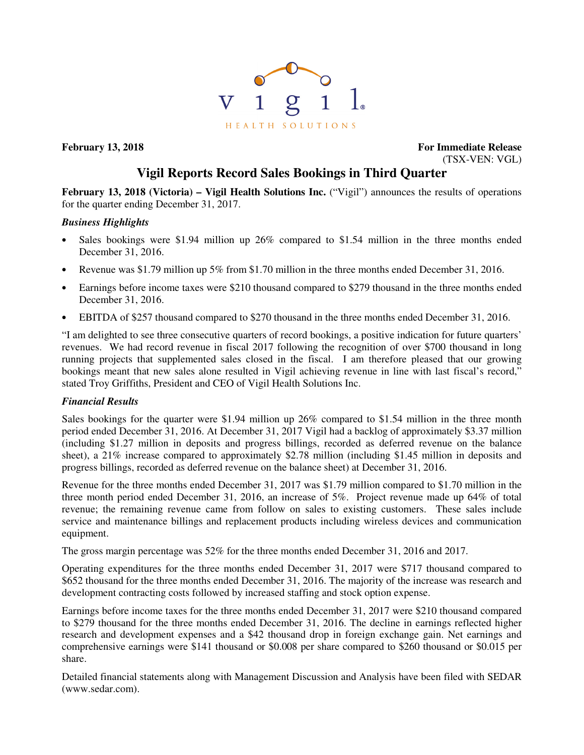**February 13, 2018** **For Immediate Release**

(TSX-VEN: VGL)

# Vigil Reports Record Sales Bookings in Third Quarter

**February 13, 2018 (Victoria) – Vigil Health Solutions Inc.** ("Vigil") announces the results of operations for the quarter ending December 31, 2017.

### *Business Highlights*

- Sales bookings were $1.94 million up 26% compared to $1.54 million in the three months ended December 31, 2016.
- Revenue was $1.79 million up 5% from $1.70 million in the three months ended December 31, 2016.
- Earnings before income taxes were $210 thousand compared to $279 thousand in the three months ended December 31, 2016.
- EBITDA of $257 thousand compared to $270 thousand in the three months ended December 31, 2016.

"I am delighted to see three consecutive quarters of record bookings, a positive indication for future quarters' revenues. We had record revenue in fiscal 2017 following the recognition of over $700 thousand in long running projects that supplemented sales closed in the fiscal. I am therefore pleased that our growing bookings meant that new sales alone resulted in Vigil achieving revenue in line with last fiscal's record," stated Troy Griffiths, President and CEO of Vigil Health Solutions Inc.

### *Financial Results*

Sales bookings for the quarter were $1.94 million up 26% compared to $1.54 million in the three month period ended December 31, 2016. At December 31, 2017 Vigil had a backlog of approximately $3.37 million (including $1.27 million in deposits and progress billings, recorded as deferred revenue on the balance sheet), a 21% increase compared to approximately $2.78 million (including $1.45 million in deposits and progress billings, recorded as deferred revenue on the balance sheet) at December 31, 2016.

Revenue for the three months ended December 31, 2017 was $1.79 million compared to $1.70 million in the three month period ended December 31, 2016, an increase of 5%. Project revenue made up 64% of total revenue; the remaining revenue came from follow on sales to existing customers. These sales include service and maintenance billings and replacement products including wireless devices and communication equipment.

The gross margin percentage was 52% for the three months ended December 31, 2016 and 2017.

Operating expenditures for the three months ended December 31, 2017 were $717 thousand compared to $652 thousand for the three months ended December 31, 2016. The majority of the increase was research and development contracting costs followed by increased staffing and stock option expense.

Earnings before income taxes for the three months ended December 31, 2017 were $210 thousand compared to $279 thousand for the three months ended December 31, 2016. The decline in earnings reflected higher research and development expenses and a $42 thousand drop in foreign exchange gain. Net earnings and comprehensive earnings were $141 thousand or $0.008 per share compared to $260 thousand or $0.015 per share.

Detailed financial statements along with Management Discussion and Analysis have been filed with SEDAR (www.sedar.com).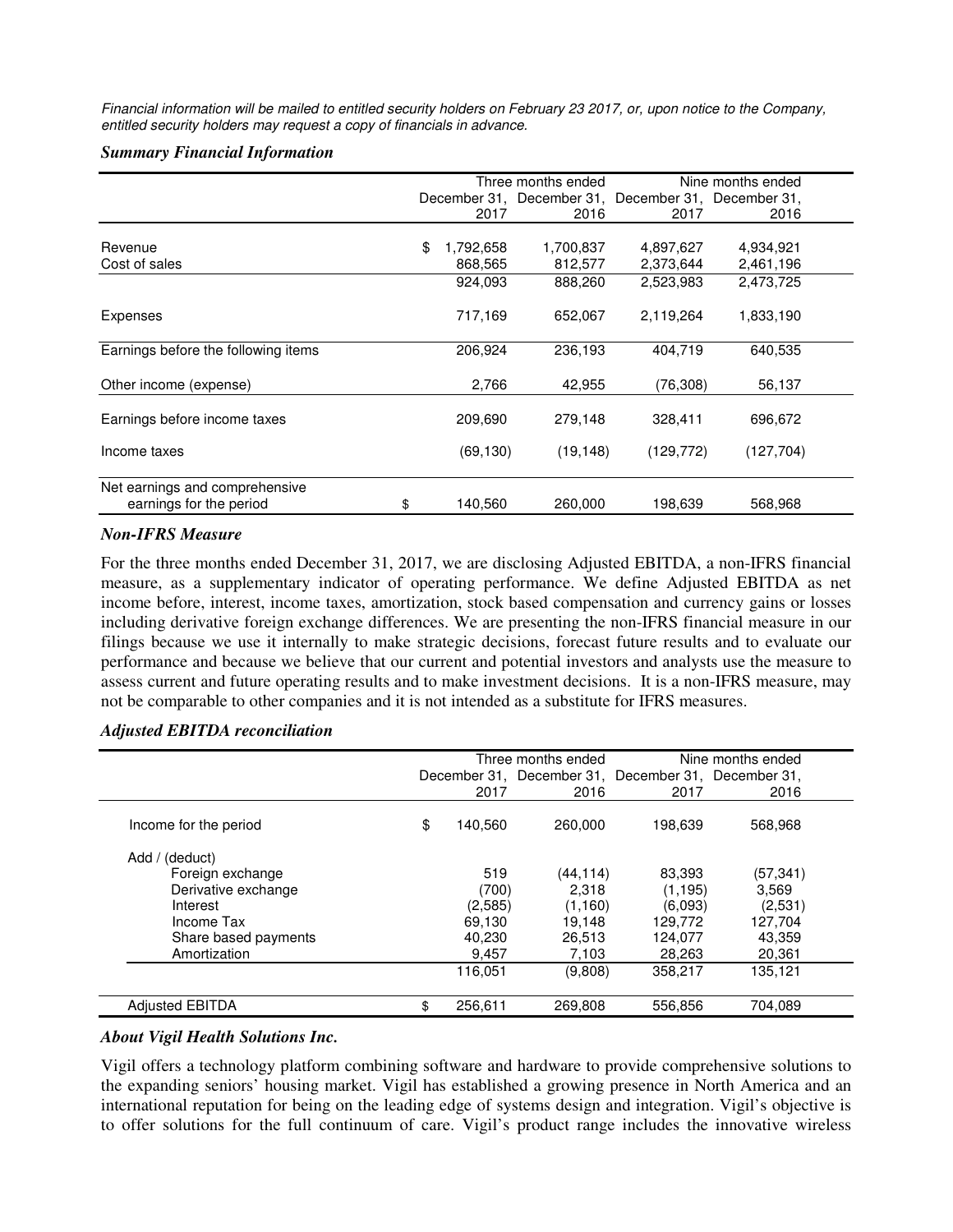*Financial information will be mailed to entitled security holders on February 23 2017, or, upon notice to the Company, entitled security holders may request a copy of financials in advance.*

### *Summary Financial Information*

| | Three months ended | | Nine months ended | |
|---|---|---|---|---|
| | December 31, 2017 | December 31, 2016 | December 31, 2017 | December 31, 2016 |
| Revenue | $ 1,792,658 | 1,700,837 | 4,897,627 | 4,934,921 |
| Cost of sales | 868,565 | 812,577 | 2,373,644 | 2,461,196 |
| | 924,093 | 888,260 | 2,523,983 | 2,473,725 |
| Expenses | 717,169 | 652,067 | 2,119,264 | 1,833,190 |
| Earnings before the following items | 206,924 | 236,193 | 404,719 | 640,535 |
| Other income (expense) | 2,766 | 42,955 | (76,308) | 56,137 |
| Earnings before income taxes | 209,690 | 279,148 | 328,411 | 696,672 |
| Income taxes | (69,130) | (19,148) | (129,772) | (127,704) |
| Net earnings and comprehensive earnings for the period | $ 140,560 | 260,000 | 198,639 | 568,968 |

### *Non-IFRS Measure*

For the three months ended December 31, 2017, we are disclosing Adjusted EBITDA, a non-IFRS financial measure, as a supplementary indicator of operating performance. We define Adjusted EBITDA as net income before, interest, income taxes, amortization, stock based compensation and currency gains or losses including derivative foreign exchange differences. We are presenting the non-IFRS financial measure in our filings because we use it internally to make strategic decisions, forecast future results and to evaluate our performance and because we believe that our current and potential investors and analysts use the measure to assess current and future operating results and to make investment decisions. It is a non-IFRS measure, may not be comparable to other companies and it is not intended as a substitute for IFRS measures.

### *Adjusted EBITDA reconciliation*

| | Three months ended | | Nine months ended | |
|---|---|---|---|---|
| | December 31, 2017 | December 31, 2016 | December 31, 2017 | December 31, 2016 |
| Income for the period | $ 140,560 | 260,000 | 198,639 | 568,968 |
| Add / (deduct) | | | | |
| Foreign exchange | 519 | (44,114) | 83,393 | (57,341) |
| Derivative exchange | (700) | 2,318 | (1,195) | 3,569 |
| Interest | (2,585) | (1,160) | (6,093) | (2,531) |
| Income Tax | 69,130 | 19,148 | 129,772 | 127,704 |
| Share based payments | 40,230 | 26,513 | 124,077 | 43,359 |
| Amortization | 9,457 | 7,103 | 28,263 | 20,361 |
| | 116,051 | (9,808) | 358,217 | 135,121 |
| Adjusted EBITDA | $ 256,611 | 269,808 | 556,856 | 704,089 |

### *About Vigil Health Solutions Inc.*

Vigil offers a technology platform combining software and hardware to provide comprehensive solutions to the expanding seniors' housing market. Vigil has established a growing presence in North America and an international reputation for being on the leading edge of systems design and integration. Vigil's objective is to offer solutions for the full continuum of care. Vigil's product range includes the innovative wireless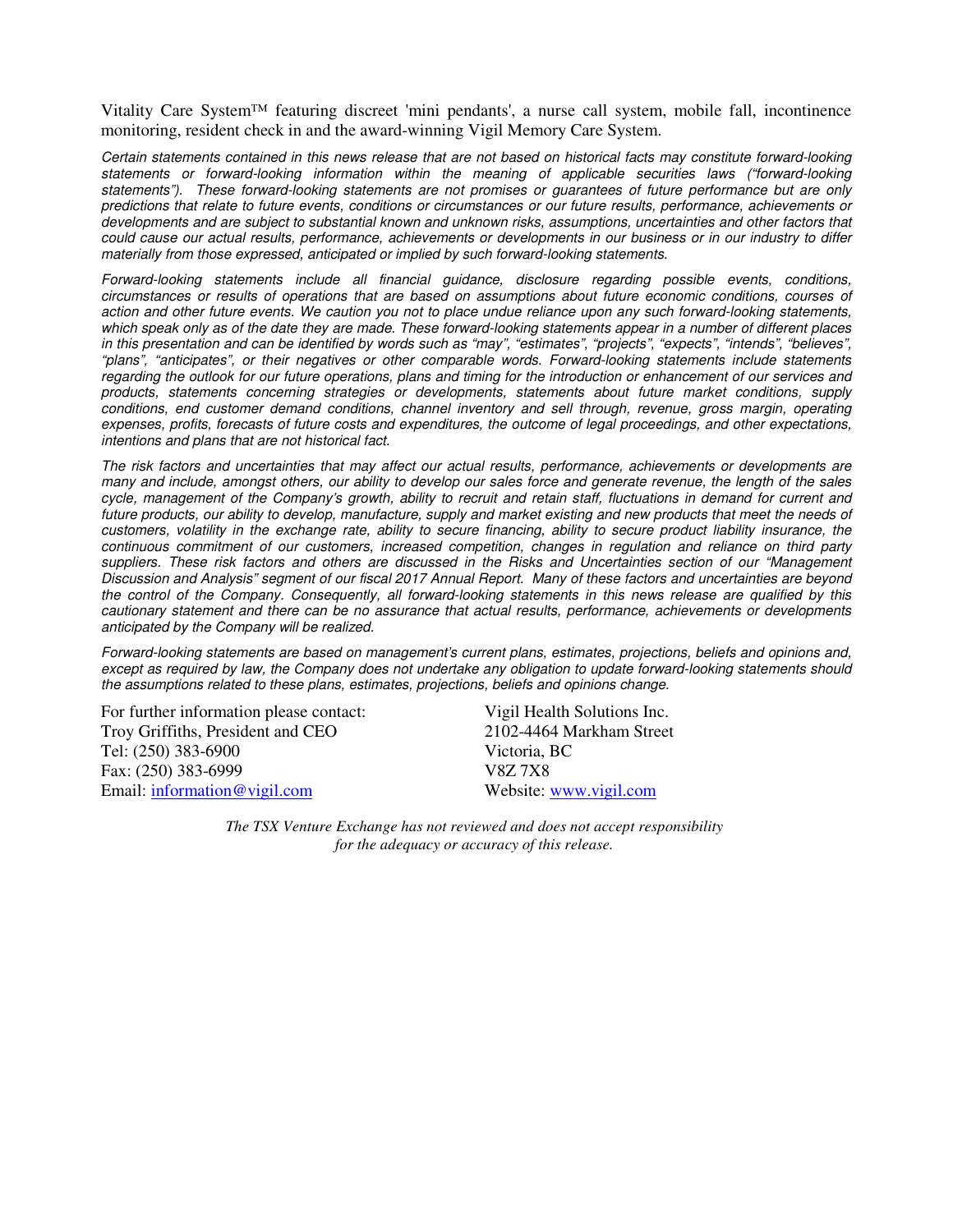Vitality Care System™ featuring discreet 'mini pendants', a nurse call system, mobile fall, incontinence monitoring, resident check in and the award-winning Vigil Memory Care System.

*Certain statements contained in this news release that are not based on historical facts may constitute forward-looking statements or forward-looking information within the meaning of applicable securities laws ("forward-looking statements"). These forward-looking statements are not promises or guarantees of future performance but are only predictions that relate to future events, conditions or circumstances or our future results, performance, achievements or developments and are subject to substantial known and unknown risks, assumptions, uncertainties and other factors that could cause our actual results, performance, achievements or developments in our business or in our industry to differ materially from those expressed, anticipated or implied by such forward-looking statements.*

*Forward-looking statements include all financial guidance, disclosure regarding possible events, conditions, circumstances or results of operations that are based on assumptions about future economic conditions, courses of action and other future events. We caution you not to place undue reliance upon any such forward-looking statements, which speak only as of the date they are made. These forward-looking statements appear in a number of different places in this presentation and can be identified by words such as "may", "estimates", "projects", "expects", "intends", "believes", "plans", "anticipates", or their negatives or other comparable words. Forward-looking statements include statements regarding the outlook for our future operations, plans and timing for the introduction or enhancement of our services and products, statements concerning strategies or developments, statements about future market conditions, supply conditions, end customer demand conditions, channel inventory and sell through, revenue, gross margin, operating expenses, profits, forecasts of future costs and expenditures, the outcome of legal proceedings, and other expectations, intentions and plans that are not historical fact.*

*The risk factors and uncertainties that may affect our actual results, performance, achievements or developments are many and include, amongst others, our ability to develop our sales force and generate revenue, the length of the sales cycle, management of the Company's growth, ability to recruit and retain staff, fluctuations in demand for current and future products, our ability to develop, manufacture, supply and market existing and new products that meet the needs of customers, volatility in the exchange rate, ability to secure financing, ability to secure product liability insurance, the continuous commitment of our customers, increased competition, changes in regulation and reliance on third party suppliers. These risk factors and others are discussed in the Risks and Uncertainties section of our "Management Discussion and Analysis" segment of our fiscal 2017 Annual Report. Many of these factors and uncertainties are beyond the control of the Company. Consequently, all forward-looking statements in this news release are qualified by this cautionary statement and there can be no assurance that actual results, performance, achievements or developments anticipated by the Company will be realized.*

*Forward-looking statements are based on management's current plans, estimates, projections, beliefs and opinions and, except as required by law, the Company does not undertake any obligation to update forward-looking statements should the assumptions related to these plans, estimates, projections, beliefs and opinions change.*

For further information please contact:
Troy Griffiths, President and CEO
Tel: (250) 383-6900
Fax: (250) 383-6999
Email: information@vigil.com

Vigil Health Solutions Inc.
2102-4464 Markham Street
Victoria, BC
V8Z 7X8
Website: www.vigil.com

*The TSX Venture Exchange has not reviewed and does not accept responsibility for the adequacy or accuracy of this release.*